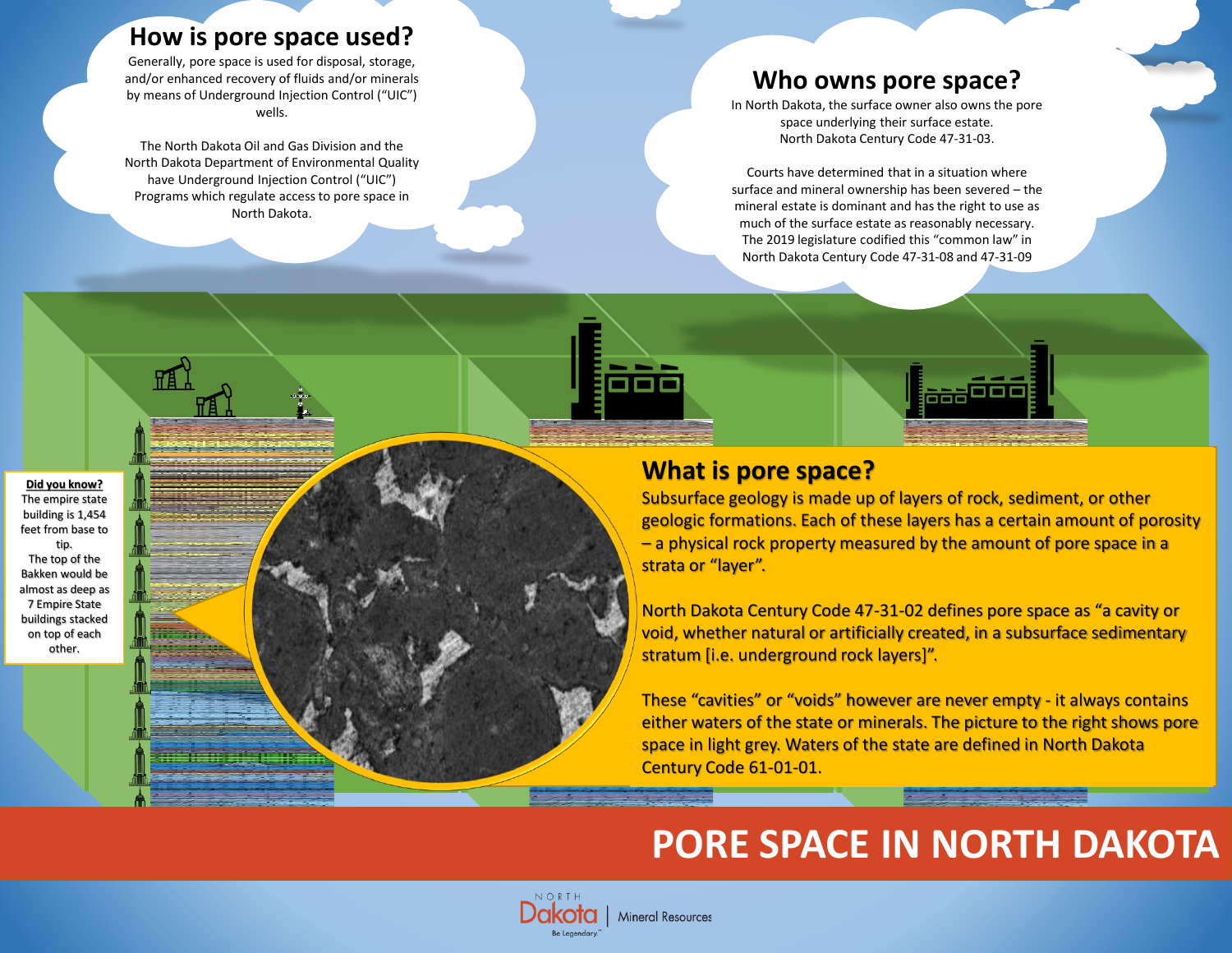# PORE SPACE IN NORTH DAKOTA

## How is pore space used?

Generally, pore space is used for disposal, storage, and/or enhanced recovery of fluids and/or minerals by means of Underground Injection Control ("UIC") wells.

The North Dakota Oil and Gas Division and the North Dakota Department of Environmental Quality have Underground Injection Control ("UIC") Programs which regulate access to pore space in North Dakota.

## Who owns pore space?

In North Dakota, the surface owner also owns the pore space underlying their surface estate. North Dakota Century Code 47-31-03.

Courts have determined that in a situation where surface and mineral ownership has been severed – the mineral estate is dominant and has the right to use as much of the surface estate as reasonably necessary. The 2019 legislature codified this "common law" in North Dakota Century Code 47-31-08 and 47-31-09

## What is pore space?

Subsurface geology is made up of layers of rock, sediment, or other geologic formations. Each of these layers has a certain amount of porosity – a physical rock property measured by the amount of pore space in a strata or "layer".

North Dakota Century Code 47-31-02 defines pore space as "a cavity or void, whether natural or artificially created, in a subsurface sedimentary stratum [i.e. underground rock layers]".

These "cavities" or "voids" however are never empty - it always contains either waters of the state or minerals. The picture to the right shows pore space in light grey. Waters of the state are defined in North Dakota Century Code 61-01-01.

**Did you know?**

The empire state building is 1,454 feet from base to tip. The top of the Bakken would be almost as deep as 7 Empire State buildings stacked on top of each other.

North Dakota | Mineral Resources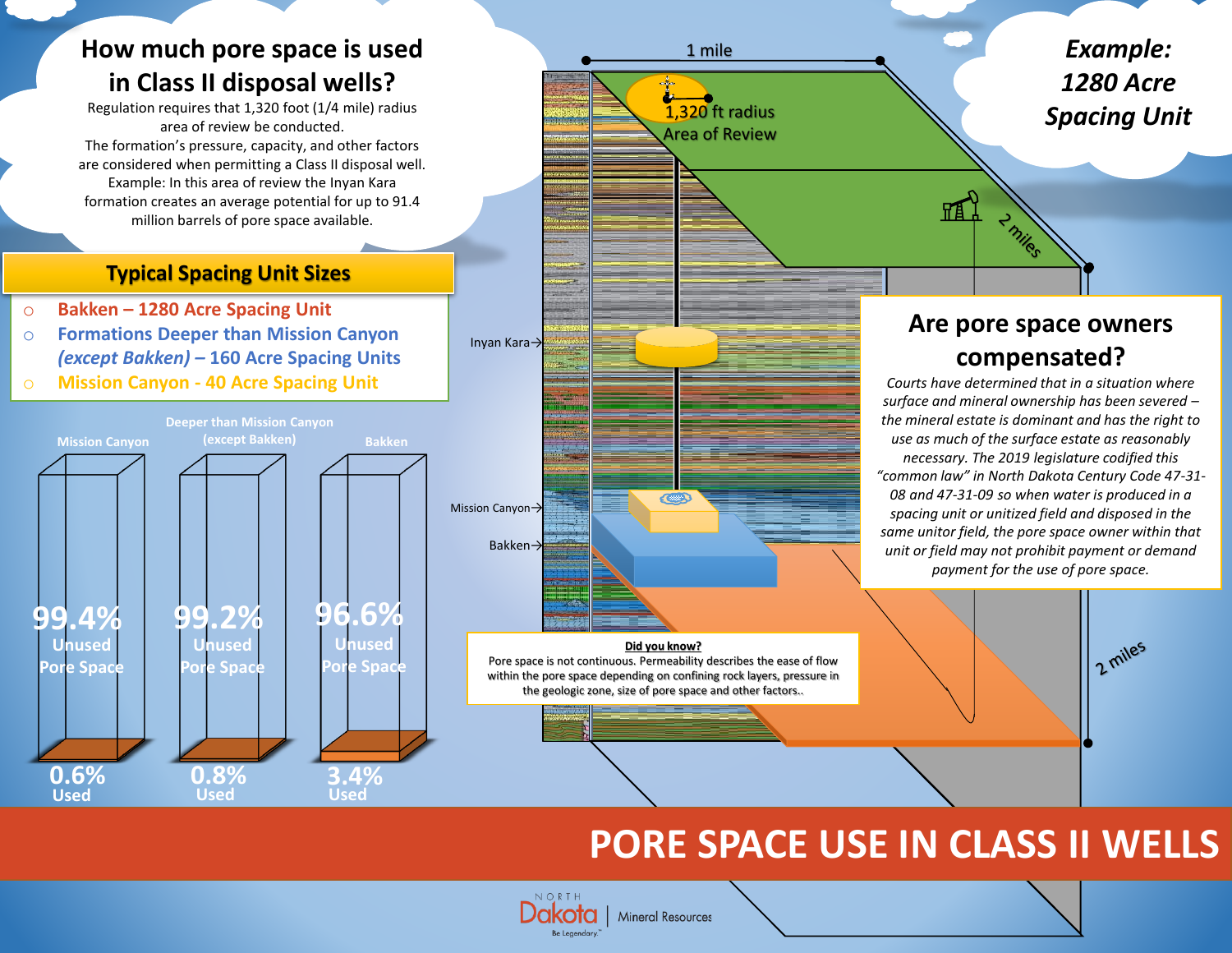# How much pore space is used in Class II disposal wells?

Regulation requires that 1,320 foot (1/4 mile) radius area of review be conducted.
The formation's pressure, capacity, and other factors are considered when permitting a Class II disposal well.
Example: In this area of review the Inyan Kara formation creates an average potential for up to 91.4 million barrels of pore space available.

## Typical Spacing Unit Sizes

- Bakken – 1280 Acre Spacing Unit
- Formations Deeper than Mission Canyon *(except Bakken)* – 160 Acre Spacing Units
- Mission Canyon - 40 Acre Spacing Unit

| | Mission Canyon | Deeper than Mission Canyon (except Bakken) | Bakken |
|---|---|---|---|
| Unused Pore Space | 99.4% | 99.2% | 96.6% |
| Used | 0.6% | 0.8% | 3.4% |

## *Example: 1280 Acre Spacing Unit*

1 mile

2 miles

1,320 ft radius Area of Review

Inyan Kara→

Mission Canyon→

Bakken→

2 miles

## Are pore space owners compensated?

*Courts have determined that in a situation where surface and mineral ownership has been severed – the mineral estate is dominant and has the right to use as much of the surface estate as reasonably necessary. The 2019 legislature codified this "common law" in North Dakota Century Code 47-31-08 and 47-31-09 so when water is produced in a spacing unit or unitized field and disposed in the same unitor field, the pore space owner within that unit or field may not prohibit payment or demand payment for the use of pore space.*

**Did you know?**

Pore space is not continuous. Permeability describes the ease of flow within the pore space depending on confining rock layers, pressure in the geologic zone, size of pore space and other factors..

# PORE SPACE USE IN CLASS II WELLS

North Dakota | Mineral Resources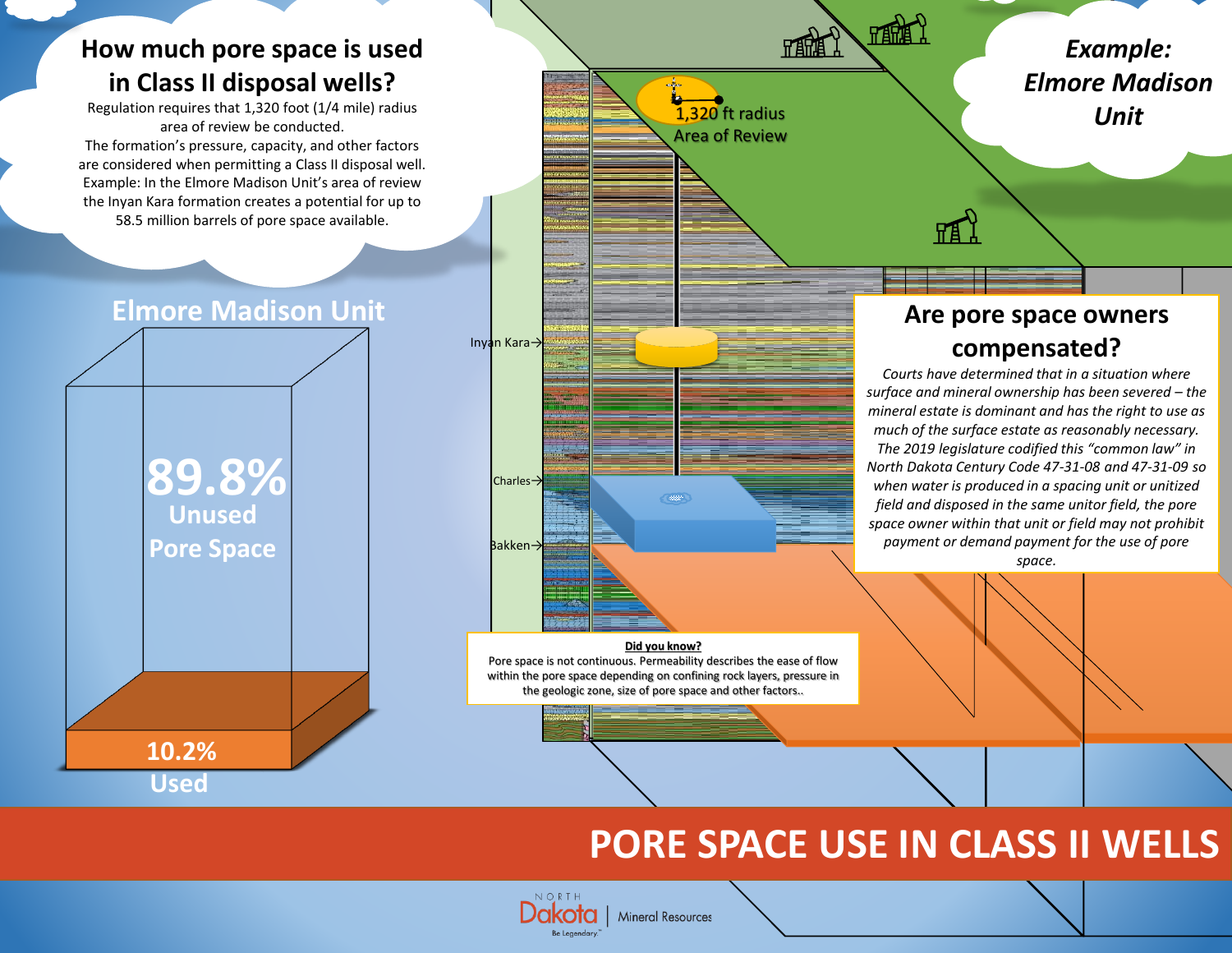# PORE SPACE USE IN CLASS II WELLS

## How much pore space is used in Class II disposal wells?

Regulation requires that 1,320 foot (1/4 mile) radius area of review be conducted.
The formation's pressure, capacity, and other factors are considered when permitting a Class II disposal well.
Example: In the Elmore Madison Unit's area of review the Inyan Kara formation creates a potential for up to 58.5 million barrels of pore space available.

## Elmore Madison Unit

**89.8%** Unused Pore Space

**10.2%** Used

## *Example: Elmore Madison Unit*

1,320 ft radius Area of Review

Inyan Kara

Charles

Bakken

## Are pore space owners compensated?

*Courts have determined that in a situation where surface and mineral ownership has been severed – the mineral estate is dominant and has the right to use as much of the surface estate as reasonably necessary. The 2019 legislature codified this "common law" in North Dakota Century Code 47-31-08 and 47-31-09 so when water is produced in a spacing unit or unitized field and disposed in the same unitor field, the pore space owner within that unit or field may not prohibit payment or demand payment for the use of pore space.*

**Did you know?**

Pore space is not continuous. Permeability describes the ease of flow within the pore space depending on confining rock layers, pressure in the geologic zone, size of pore space and other factors..

NORTH Dakota | Mineral Resources
Be Legendary.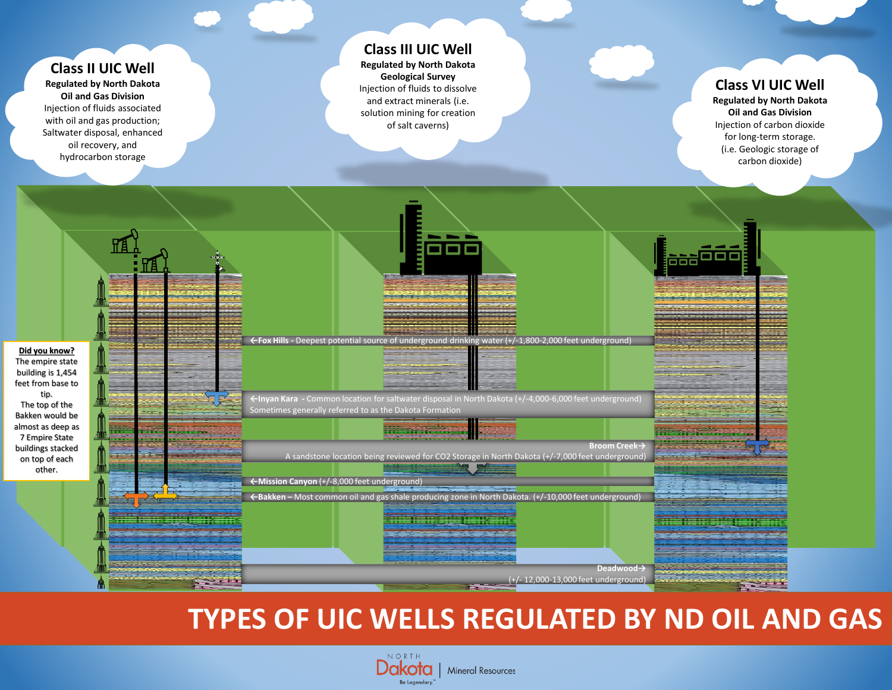## Class II UIC Well

**Regulated by North Dakota Oil and Gas Division**

Injection of fluids associated with oil and gas production; Saltwater disposal, enhanced oil recovery, and hydrocarbon storage

## Class III UIC Well

**Regulated by North Dakota Geological Survey**

Injection of fluids to dissolve and extract minerals (i.e. solution mining for creation of salt caverns)

## Class VI UIC Well

**Regulated by North Dakota Oil and Gas Division**

Injection of carbon dioxide for long-term storage. (i.e. Geologic storage of carbon dioxide)

**Did you know?**

The empire state building is 1,454 feet from base to tip. The top of the Bakken would be almost as deep as 7 Empire State buildings stacked on top of each other.

←**Fox Hills** - Deepest potential source of underground drinking water (+/-1,800-2,000 feet underground)

←**Inyan Kara** - Common location for saltwater disposal in North Dakota (+/-4,000-6,000 feet underground) Sometimes generally referred to as the Dakota Formation

**Broom Creek**→ A sandstone location being reviewed for CO2 Storage in North Dakota (+/-7,000 feet underground)

←**Mission Canyon** (+/-8,000 feet underground)

←**Bakken** – Most common oil and gas shale producing zone in North Dakota. (+/-10,000 feet underground)

**Deadwood**→ (+/- 12,000-13,000 feet underground)

# TYPES OF UIC WELLS REGULATED BY ND OIL AND GAS

North Dakota Be Legendary. | Mineral Resources